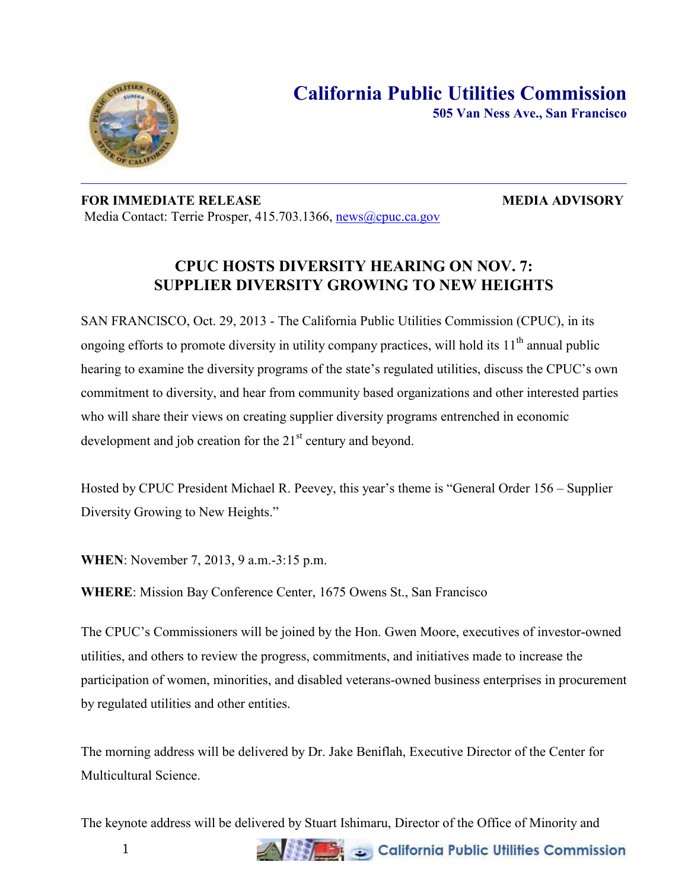# California Public Utilities Commission

**505 Van Ness Ave., San Francisco**

---

**FOR IMMEDIATE RELEASE** **MEDIA ADVISORY**

Media Contact: Terrie Prosper, 415.703.1366, news@cpuc.ca.gov

## CPUC HOSTS DIVERSITY HEARING ON NOV. 7: SUPPLIER DIVERSITY GROWING TO NEW HEIGHTS

SAN FRANCISCO, Oct. 29, 2013 - The California Public Utilities Commission (CPUC), in its ongoing efforts to promote diversity in utility company practices, will hold its 11th annual public hearing to examine the diversity programs of the state's regulated utilities, discuss the CPUC's own commitment to diversity, and hear from community based organizations and other interested parties who will share their views on creating supplier diversity programs entrenched in economic development and job creation for the 21st century and beyond.

Hosted by CPUC President Michael R. Peevey, this year's theme is "General Order 156 – Supplier Diversity Growing to New Heights."

**WHEN**: November 7, 2013, 9 a.m.-3:15 p.m.

**WHERE**: Mission Bay Conference Center, 1675 Owens St., San Francisco

The CPUC's Commissioners will be joined by the Hon. Gwen Moore, executives of investor-owned utilities, and others to review the progress, commitments, and initiatives made to increase the participation of women, minorities, and disabled veterans-owned business enterprises in procurement by regulated utilities and other entities.

The morning address will be delivered by Dr. Jake Beniflah, Executive Director of the Center for Multicultural Science.

The keynote address will be delivered by Stuart Ishimaru, Director of the Office of Minority and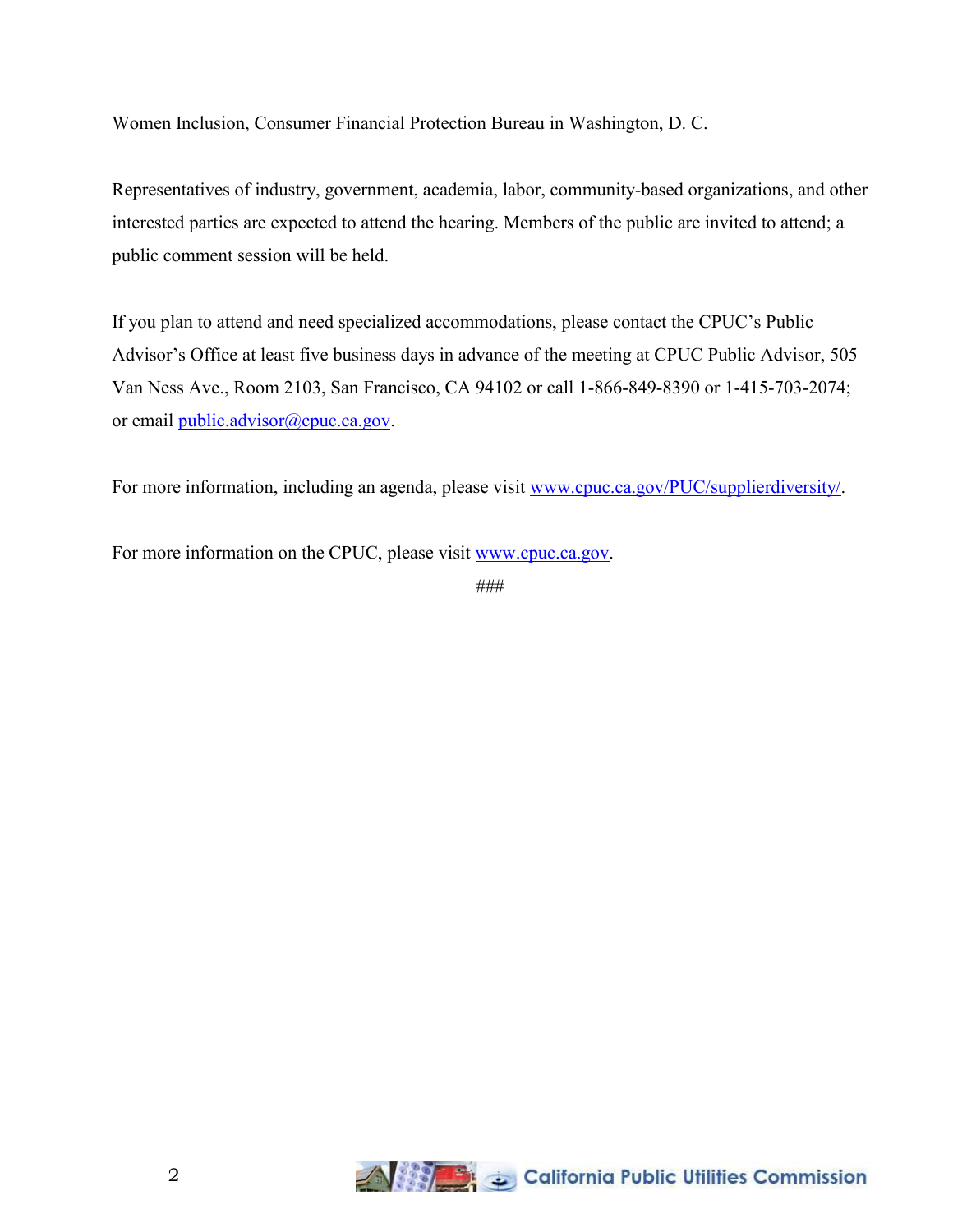Women Inclusion, Consumer Financial Protection Bureau in Washington, D. C.

Representatives of industry, government, academia, labor, community-based organizations, and other interested parties are expected to attend the hearing. Members of the public are invited to attend; a public comment session will be held.

If you plan to attend and need specialized accommodations, please contact the CPUC's Public Advisor's Office at least five business days in advance of the meeting at CPUC Public Advisor, 505 Van Ness Ave., Room 2103, San Francisco, CA 94102 or call 1-866-849-8390 or 1-415-703-2074; or email public.advisor@cpuc.ca.gov.

For more information, including an agenda, please visit www.cpuc.ca.gov/PUC/supplierdiversity/.

For more information on the CPUC, please visit www.cpuc.ca.gov.

###